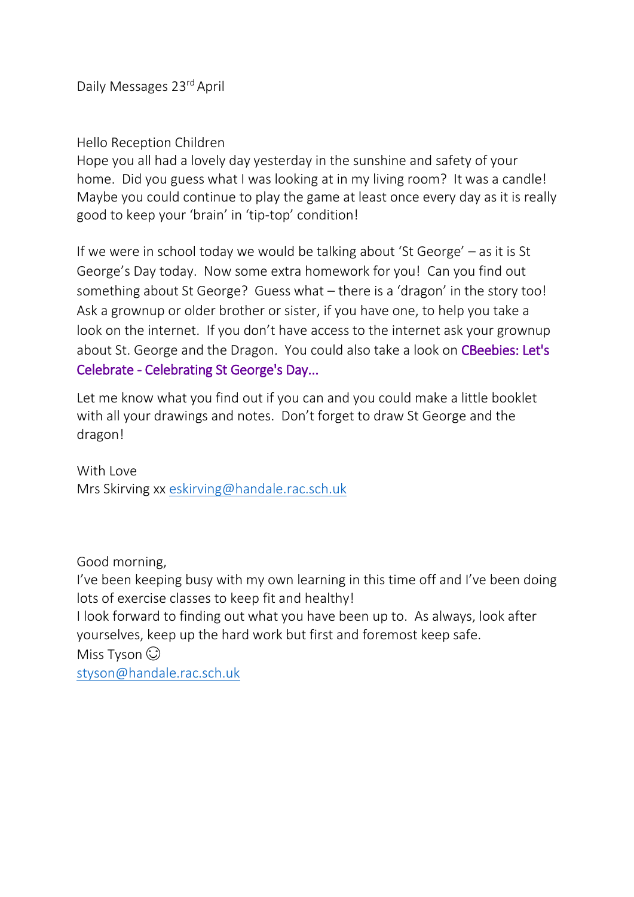Daily Messages 23rd April

Hello Reception Children
Hope you all had a lovely day yesterday in the sunshine and safety of your home. Did you guess what I was looking at in my living room? It was a candle! Maybe you could continue to play the game at least once every day as it is really good to keep your 'brain' in 'tip-top' condition!

If we were in school today we would be talking about 'St George' – as it is St George's Day today. Now some extra homework for you! Can you find out something about St George? Guess what – there is a 'dragon' in the story too! Ask a grownup or older brother or sister, if you have one, to help you take a look on the internet. If you don't have access to the internet ask your grownup about St. George and the Dragon. You could also take a look on CBeebies: Let's Celebrate - Celebrating St George's Day...

Let me know what you find out if you can and you could make a little booklet with all your drawings and notes. Don't forget to draw St George and the dragon!

With Love
Mrs Skirving xx eskirving@handale.rac.sch.uk

Good morning,
I've been keeping busy with my own learning in this time off and I've been doing lots of exercise classes to keep fit and healthy!
I look forward to finding out what you have been up to. As always, look after yourselves, keep up the hard work but first and foremost keep safe.
Miss Tyson ☺
styson@handale.rac.sch.uk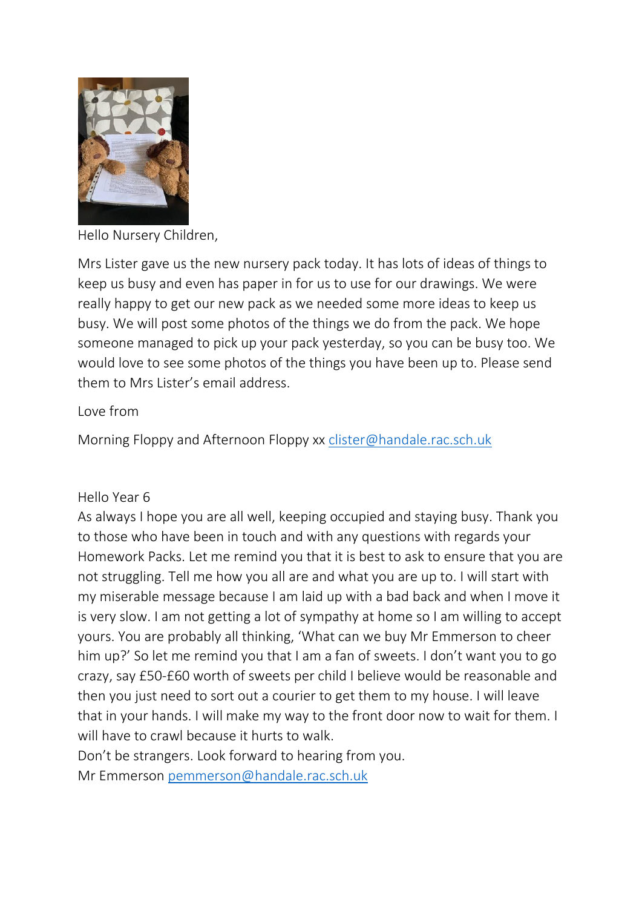Hello Nursery Children,

Mrs Lister gave us the new nursery pack today. It has lots of ideas of things to keep us busy and even has paper in for us to use for our drawings. We were really happy to get our new pack as we needed some more ideas to keep us busy. We will post some photos of the things we do from the pack. We hope someone managed to pick up your pack yesterday, so you can be busy too. We would love to see some photos of the things you have been up to. Please send them to Mrs Lister's email address.

Love from

Morning Floppy and Afternoon Floppy xx clister@handale.rac.sch.uk

Hello Year 6

As always I hope you are all well, keeping occupied and staying busy. Thank you to those who have been in touch and with any questions with regards your Homework Packs. Let me remind you that it is best to ask to ensure that you are not struggling. Tell me how you all are and what you are up to. I will start with my miserable message because I am laid up with a bad back and when I move it is very slow. I am not getting a lot of sympathy at home so I am willing to accept yours. You are probably all thinking, 'What can we buy Mr Emmerson to cheer him up?' So let me remind you that I am a fan of sweets. I don't want you to go crazy, say £50-£60 worth of sweets per child I believe would be reasonable and then you just need to sort out a courier to get them to my house. I will leave that in your hands. I will make my way to the front door now to wait for them. I will have to crawl because it hurts to walk.

Don't be strangers. Look forward to hearing from you.

Mr Emmerson pemmerson@handale.rac.sch.uk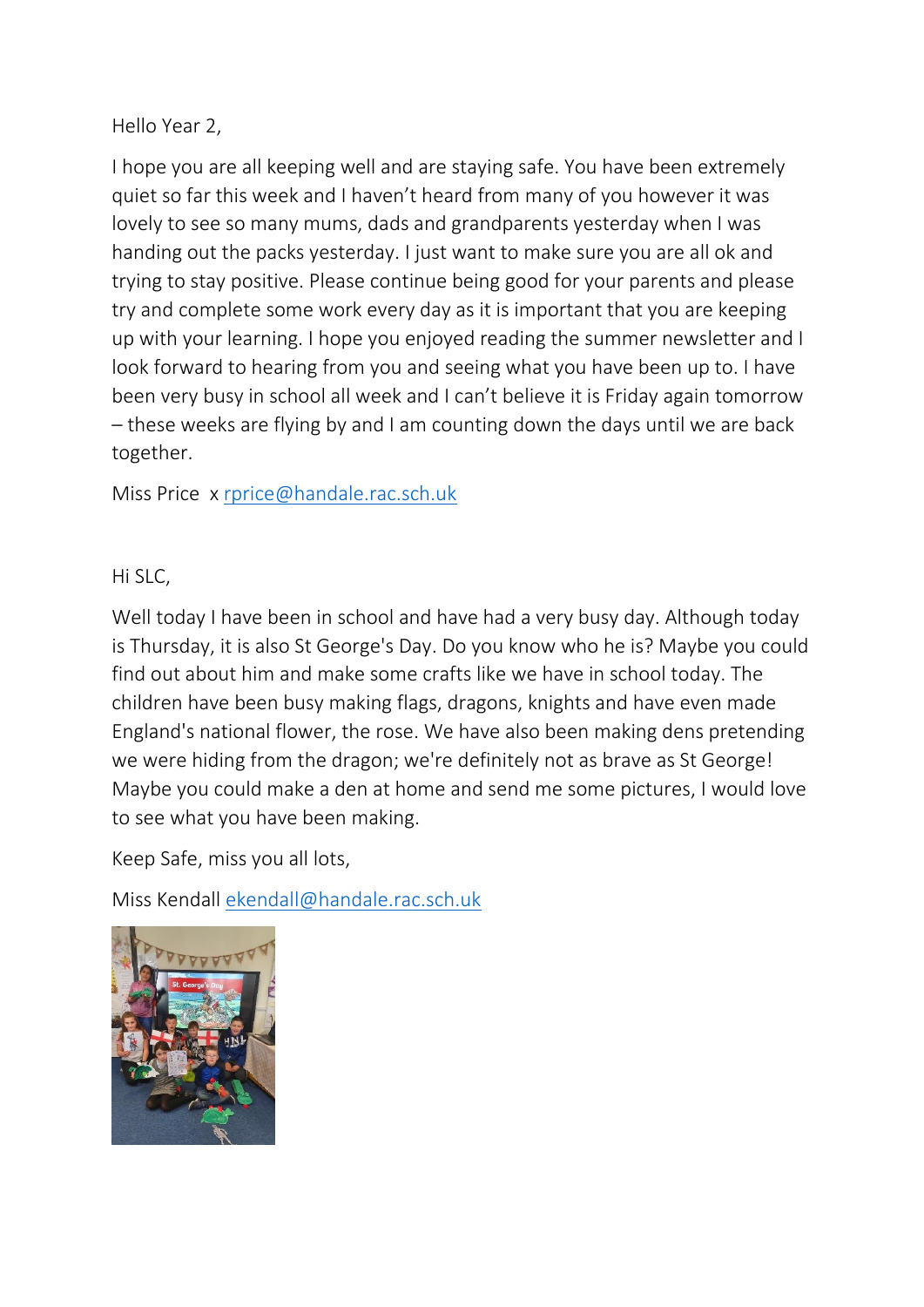Hello Year 2,

I hope you are all keeping well and are staying safe. You have been extremely quiet so far this week and I haven't heard from many of you however it was lovely to see so many mums, dads and grandparents yesterday when I was handing out the packs yesterday. I just want to make sure you are all ok and trying to stay positive. Please continue being good for your parents and please try and complete some work every day as it is important that you are keeping up with your learning. I hope you enjoyed reading the summer newsletter and I look forward to hearing from you and seeing what you have been up to. I have been very busy in school all week and I can't believe it is Friday again tomorrow – these weeks are flying by and I am counting down the days until we are back together.

Miss Price x rprice@handale.rac.sch.uk

Hi SLC,

Well today I have been in school and have had a very busy day. Although today is Thursday, it is also St George's Day. Do you know who he is? Maybe you could find out about him and make some crafts like we have in school today. The children have been busy making flags, dragons, knights and have even made England's national flower, the rose. We have also been making dens pretending we were hiding from the dragon; we're definitely not as brave as St George! Maybe you could make a den at home and send me some pictures, I would love to see what you have been making.

Keep Safe, miss you all lots,

Miss Kendall ekendall@handale.rac.sch.uk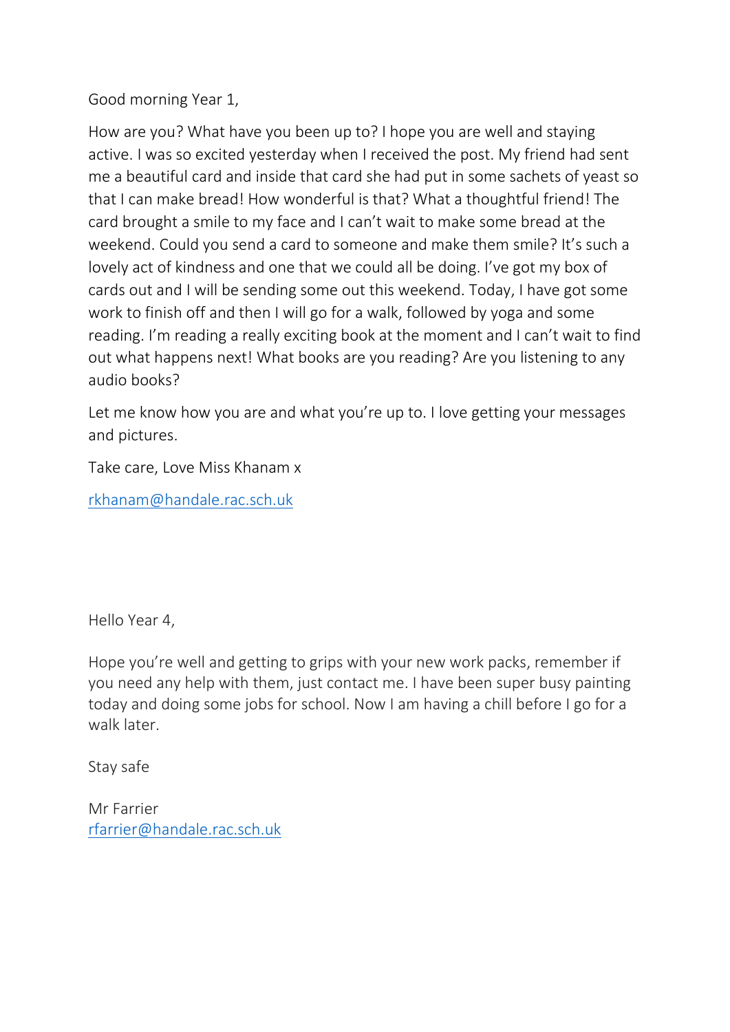Good morning Year 1,

How are you? What have you been up to? I hope you are well and staying active. I was so excited yesterday when I received the post. My friend had sent me a beautiful card and inside that card she had put in some sachets of yeast so that I can make bread! How wonderful is that? What a thoughtful friend! The card brought a smile to my face and I can't wait to make some bread at the weekend. Could you send a card to someone and make them smile? It's such a lovely act of kindness and one that we could all be doing. I've got my box of cards out and I will be sending some out this weekend. Today, I have got some work to finish off and then I will go for a walk, followed by yoga and some reading. I'm reading a really exciting book at the moment and I can't wait to find out what happens next! What books are you reading? Are you listening to any audio books?

Let me know how you are and what you're up to. I love getting your messages and pictures.

Take care, Love Miss Khanam x

rkhanam@handale.rac.sch.uk

Hello Year 4,

Hope you're well and getting to grips with your new work packs, remember if you need any help with them, just contact me. I have been super busy painting today and doing some jobs for school. Now I am having a chill before I go for a walk later.

Stay safe

Mr Farrier
rfarrier@handale.rac.sch.uk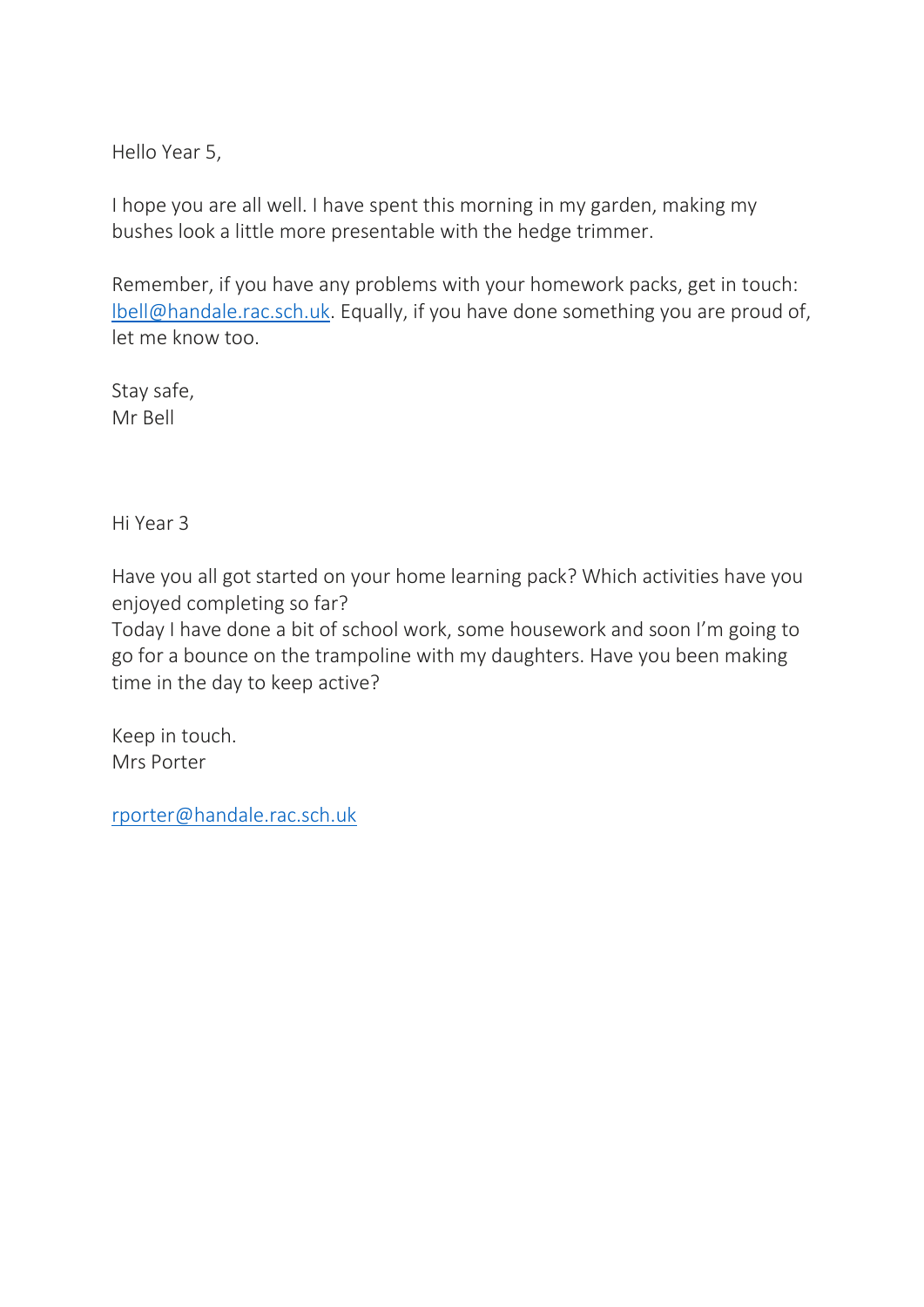Hello Year 5,

I hope you are all well. I have spent this morning in my garden, making my bushes look a little more presentable with the hedge trimmer.

Remember, if you have any problems with your homework packs, get in touch: lbell@handale.rac.sch.uk. Equally, if you have done something you are proud of, let me know too.

Stay safe,
Mr Bell

Hi Year 3

Have you all got started on your home learning pack? Which activities have you enjoyed completing so far?
Today I have done a bit of school work, some housework and soon I'm going to go for a bounce on the trampoline with my daughters. Have you been making time in the day to keep active?

Keep in touch.
Mrs Porter

rporter@handale.rac.sch.uk